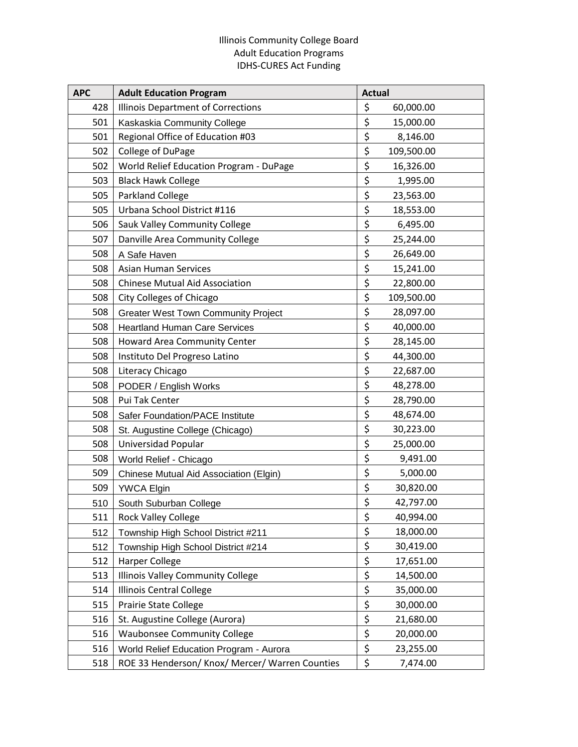Illinois Community College Board
Adult Education Programs
IDHS-CURES Act Funding

| APC | Adult Education Program | Actual |
|---|---|---|
| 428 | Illinois Department of Corrections | $ 60,000.00 |
| 501 | Kaskaskia Community College | $ 15,000.00 |
| 501 | Regional Office of Education #03 | $ 8,146.00 |
| 502 | College of DuPage | $ 109,500.00 |
| 502 | World Relief Education Program - DuPage | $ 16,326.00 |
| 503 | Black Hawk College | $ 1,995.00 |
| 505 | Parkland College | $ 23,563.00 |
| 505 | Urbana School District #116 | $ 18,553.00 |
| 506 | Sauk Valley Community College | $ 6,495.00 |
| 507 | Danville Area Community College | $ 25,244.00 |
| 508 | A Safe Haven | $ 26,649.00 |
| 508 | Asian Human Services | $ 15,241.00 |
| 508 | Chinese Mutual Aid Association | $ 22,800.00 |
| 508 | City Colleges of Chicago | $ 109,500.00 |
| 508 | Greater West Town Community Project | $ 28,097.00 |
| 508 | Heartland Human Care Services | $ 40,000.00 |
| 508 | Howard Area Community Center | $ 28,145.00 |
| 508 | Instituto Del Progreso Latino | $ 44,300.00 |
| 508 | Literacy Chicago | $ 22,687.00 |
| 508 | PODER / English Works | $ 48,278.00 |
| 508 | Pui Tak Center | $ 28,790.00 |
| 508 | Safer Foundation/PACE Institute | $ 48,674.00 |
| 508 | St. Augustine College (Chicago) | $ 30,223.00 |
| 508 | Universidad Popular | $ 25,000.00 |
| 508 | World Relief - Chicago | $ 9,491.00 |
| 509 | Chinese Mutual Aid Association (Elgin) | $ 5,000.00 |
| 509 | YWCA Elgin | $ 30,820.00 |
| 510 | South Suburban College | $ 42,797.00 |
| 511 | Rock Valley College | $ 40,994.00 |
| 512 | Township High School District #211 | $ 18,000.00 |
| 512 | Township High School District #214 | $ 30,419.00 |
| 512 | Harper College | $ 17,651.00 |
| 513 | Illinois Valley Community College | $ 14,500.00 |
| 514 | Illinois Central College | $ 35,000.00 |
| 515 | Prairie State College | $ 30,000.00 |
| 516 | St. Augustine College (Aurora) | $ 21,680.00 |
| 516 | Waubonsee Community College | $ 20,000.00 |
| 516 | World Relief Education Program - Aurora | $ 23,255.00 |
| 518 | ROE 33 Henderson/ Knox/ Mercer/ Warren Counties | $ 7,474.00 |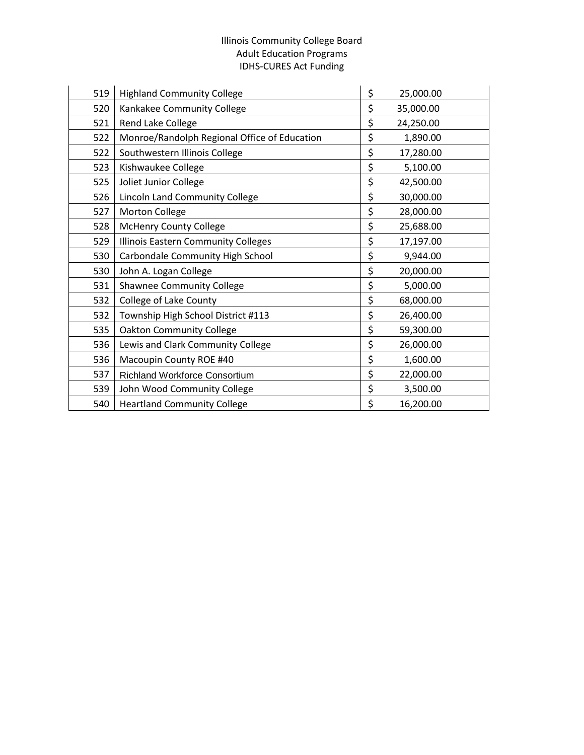Illinois Community College Board
Adult Education Programs
IDHS-CURES Act Funding

| | | |
|---|---|---|
| 519 | Highland Community College | $ 25,000.00 |
| 520 | Kankakee Community College | $ 35,000.00 |
| 521 | Rend Lake College | $ 24,250.00 |
| 522 | Monroe/Randolph Regional Office of Education | $ 1,890.00 |
| 522 | Southwestern Illinois College | $ 17,280.00 |
| 523 | Kishwaukee College | $ 5,100.00 |
| 525 | Joliet Junior College | $ 42,500.00 |
| 526 | Lincoln Land Community College | $ 30,000.00 |
| 527 | Morton College | $ 28,000.00 |
| 528 | McHenry County College | $ 25,688.00 |
| 529 | Illinois Eastern Community Colleges | $ 17,197.00 |
| 530 | Carbondale Community High School | $ 9,944.00 |
| 530 | John A. Logan College | $ 20,000.00 |
| 531 | Shawnee Community College | $ 5,000.00 |
| 532 | College of Lake County | $ 68,000.00 |
| 532 | Township High School District #113 | $ 26,400.00 |
| 535 | Oakton Community College | $ 59,300.00 |
| 536 | Lewis and Clark Community College | $ 26,000.00 |
| 536 | Macoupin County ROE #40 | $ 1,600.00 |
| 537 | Richland Workforce Consortium | $ 22,000.00 |
| 539 | John Wood Community College | $ 3,500.00 |
| 540 | Heartland Community College | $ 16,200.00 |